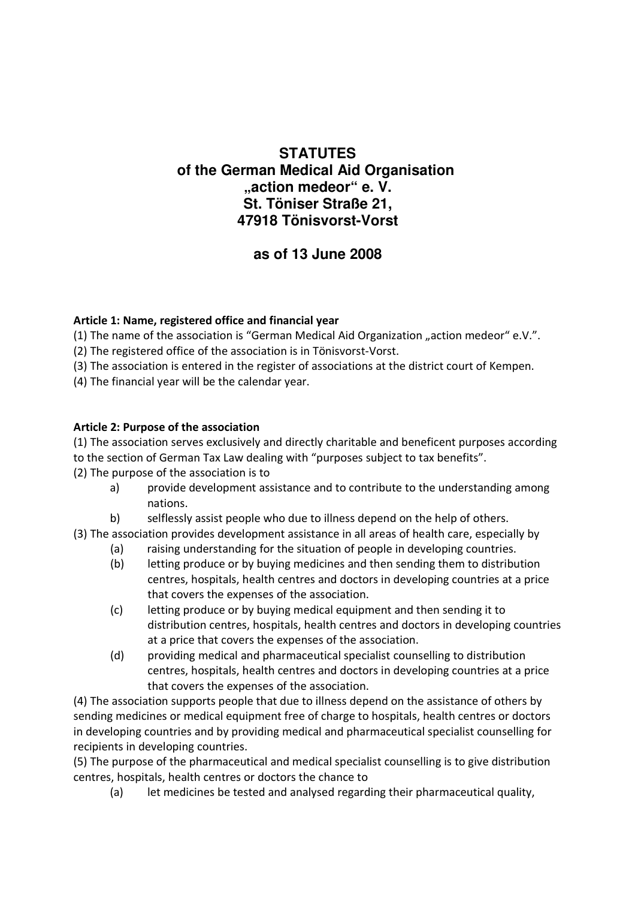# STATUTES
## of the German Medical Aid Organisation „action medeor" e. V.
## St. Töniser Straße 21, 47918 Tönisvorst-Vorst

## as of 13 June 2008

**Article 1: Name, registered office and financial year**

(1) The name of the association is "German Medical Aid Organization „action medeor" e.V.".
(2) The registered office of the association is in Tönisvorst-Vorst.
(3) The association is entered in the register of associations at the district court of Kempen.
(4) The financial year will be the calendar year.

**Article 2: Purpose of the association**

(1) The association serves exclusively and directly charitable and beneficent purposes according to the section of German Tax Law dealing with "purposes subject to tax benefits".
(2) The purpose of the association is to

- a) provide development assistance and to contribute to the understanding among nations.
- b) selflessly assist people who due to illness depend on the help of others.

(3) The association provides development assistance in all areas of health care, especially by

- (a) raising understanding for the situation of people in developing countries.
- (b) letting produce or by buying medicines and then sending them to distribution centres, hospitals, health centres and doctors in developing countries at a price that covers the expenses of the association.
- (c) letting produce or by buying medical equipment and then sending it to distribution centres, hospitals, health centres and doctors in developing countries at a price that covers the expenses of the association.
- (d) providing medical and pharmaceutical specialist counselling to distribution centres, hospitals, health centres and doctors in developing countries at a price that covers the expenses of the association.

(4) The association supports people that due to illness depend on the assistance of others by sending medicines or medical equipment free of charge to hospitals, health centres or doctors in developing countries and by providing medical and pharmaceutical specialist counselling for recipients in developing countries.
(5) The purpose of the pharmaceutical and medical specialist counselling is to give distribution centres, hospitals, health centres or doctors the chance to

- (a) let medicines be tested and analysed regarding their pharmaceutical quality,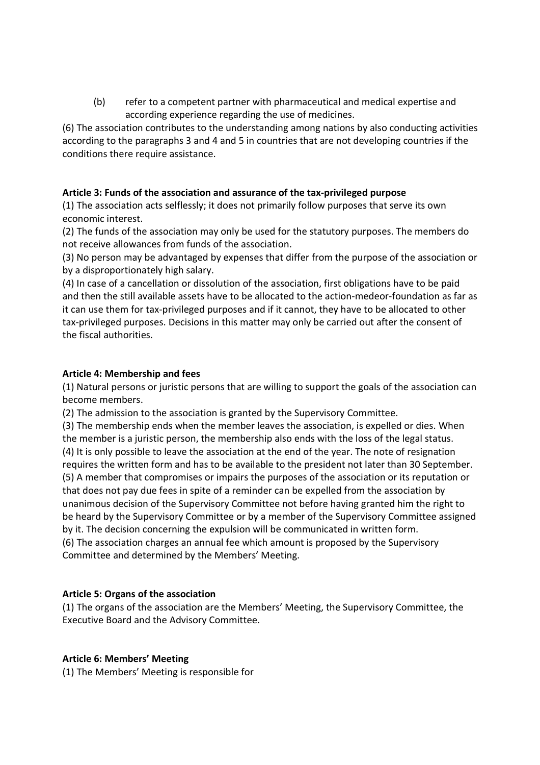(b) refer to a competent partner with pharmaceutical and medical expertise and according experience regarding the use of medicines.

(6) The association contributes to the understanding among nations by also conducting activities according to the paragraphs 3 and 4 and 5 in countries that are not developing countries if the conditions there require assistance.

**Article 3: Funds of the association and assurance of the tax-privileged purpose**

(1) The association acts selflessly; it does not primarily follow purposes that serve its own economic interest.

(2) The funds of the association may only be used for the statutory purposes. The members do not receive allowances from funds of the association.

(3) No person may be advantaged by expenses that differ from the purpose of the association or by a disproportionately high salary.

(4) In case of a cancellation or dissolution of the association, first obligations have to be paid and then the still available assets have to be allocated to the action-medeor-foundation as far as it can use them for tax-privileged purposes and if it cannot, they have to be allocated to other tax-privileged purposes. Decisions in this matter may only be carried out after the consent of the fiscal authorities.

**Article 4: Membership and fees**

(1) Natural persons or juristic persons that are willing to support the goals of the association can become members.

(2) The admission to the association is granted by the Supervisory Committee.

(3) The membership ends when the member leaves the association, is expelled or dies. When the member is a juristic person, the membership also ends with the loss of the legal status.

(4) It is only possible to leave the association at the end of the year. The note of resignation requires the written form and has to be available to the president not later than 30 September.

(5) A member that compromises or impairs the purposes of the association or its reputation or that does not pay due fees in spite of a reminder can be expelled from the association by unanimous decision of the Supervisory Committee not before having granted him the right to be heard by the Supervisory Committee or by a member of the Supervisory Committee assigned by it. The decision concerning the expulsion will be communicated in written form.

(6) The association charges an annual fee which amount is proposed by the Supervisory Committee and determined by the Members' Meeting.

**Article 5: Organs of the association**

(1) The organs of the association are the Members' Meeting, the Supervisory Committee, the Executive Board and the Advisory Committee.

**Article 6: Members' Meeting**

(1) The Members' Meeting is responsible for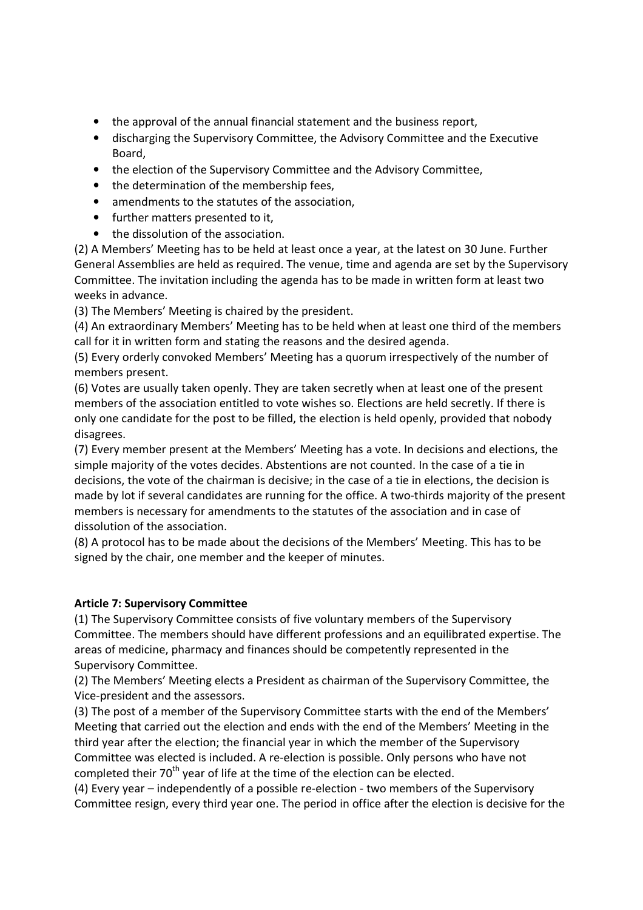- the approval of the annual financial statement and the business report,
- discharging the Supervisory Committee, the Advisory Committee and the Executive Board,
- the election of the Supervisory Committee and the Advisory Committee,
- the determination of the membership fees,
- amendments to the statutes of the association,
- further matters presented to it,
- the dissolution of the association.

(2) A Members' Meeting has to be held at least once a year, at the latest on 30 June. Further General Assemblies are held as required. The venue, time and agenda are set by the Supervisory Committee. The invitation including the agenda has to be made in written form at least two weeks in advance.

(3) The Members' Meeting is chaired by the president.

(4) An extraordinary Members' Meeting has to be held when at least one third of the members call for it in written form and stating the reasons and the desired agenda.

(5) Every orderly convoked Members' Meeting has a quorum irrespectively of the number of members present.

(6) Votes are usually taken openly. They are taken secretly when at least one of the present members of the association entitled to vote wishes so. Elections are held secretly. If there is only one candidate for the post to be filled, the election is held openly, provided that nobody disagrees.

(7) Every member present at the Members' Meeting has a vote. In decisions and elections, the simple majority of the votes decides. Abstentions are not counted. In the case of a tie in decisions, the vote of the chairman is decisive; in the case of a tie in elections, the decision is made by lot if several candidates are running for the office. A two-thirds majority of the present members is necessary for amendments to the statutes of the association and in case of dissolution of the association.

(8) A protocol has to be made about the decisions of the Members' Meeting. This has to be signed by the chair, one member and the keeper of minutes.

**Article 7: Supervisory Committee**

(1) The Supervisory Committee consists of five voluntary members of the Supervisory Committee. The members should have different professions and an equilibrated expertise. The areas of medicine, pharmacy and finances should be competently represented in the Supervisory Committee.

(2) The Members' Meeting elects a President as chairman of the Supervisory Committee, the Vice-president and the assessors.

(3) The post of a member of the Supervisory Committee starts with the end of the Members' Meeting that carried out the election and ends with the end of the Members' Meeting in the third year after the election; the financial year in which the member of the Supervisory Committee was elected is included. A re-election is possible. Only persons who have not completed their 70th year of life at the time of the election can be elected.

(4) Every year – independently of a possible re-election - two members of the Supervisory Committee resign, every third year one. The period in office after the election is decisive for the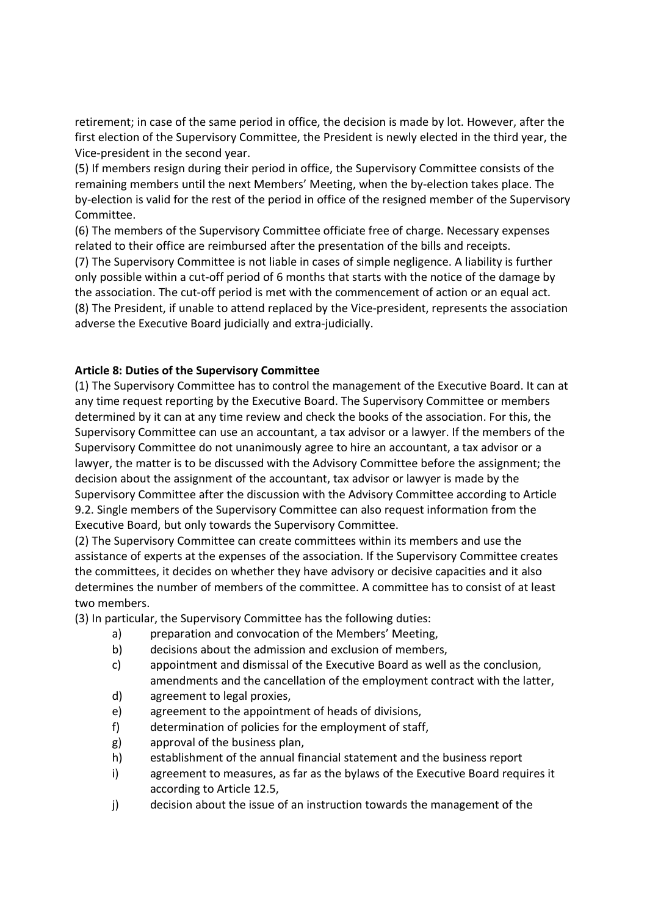retirement; in case of the same period in office, the decision is made by lot. However, after the first election of the Supervisory Committee, the President is newly elected in the third year, the Vice-president in the second year.

(5) If members resign during their period in office, the Supervisory Committee consists of the remaining members until the next Members' Meeting, when the by-election takes place. The by-election is valid for the rest of the period in office of the resigned member of the Supervisory Committee.

(6) The members of the Supervisory Committee officiate free of charge. Necessary expenses related to their office are reimbursed after the presentation of the bills and receipts.

(7) The Supervisory Committee is not liable in cases of simple negligence. A liability is further only possible within a cut-off period of 6 months that starts with the notice of the damage by the association. The cut-off period is met with the commencement of action or an equal act.

(8) The President, if unable to attend replaced by the Vice-president, represents the association adverse the Executive Board judicially and extra-judicially.

**Article 8: Duties of the Supervisory Committee**

(1) The Supervisory Committee has to control the management of the Executive Board. It can at any time request reporting by the Executive Board. The Supervisory Committee or members determined by it can at any time review and check the books of the association. For this, the Supervisory Committee can use an accountant, a tax advisor or a lawyer. If the members of the Supervisory Committee do not unanimously agree to hire an accountant, a tax advisor or a lawyer, the matter is to be discussed with the Advisory Committee before the assignment; the decision about the assignment of the accountant, tax advisor or lawyer is made by the Supervisory Committee after the discussion with the Advisory Committee according to Article 9.2. Single members of the Supervisory Committee can also request information from the Executive Board, but only towards the Supervisory Committee.

(2) The Supervisory Committee can create committees within its members and use the assistance of experts at the expenses of the association. If the Supervisory Committee creates the committees, it decides on whether they have advisory or decisive capacities and it also determines the number of members of the committee. A committee has to consist of at least two members.

(3) In particular, the Supervisory Committee has the following duties:

a) preparation and convocation of the Members' Meeting,
b) decisions about the admission and exclusion of members,
c) appointment and dismissal of the Executive Board as well as the conclusion, amendments and the cancellation of the employment contract with the latter,
d) agreement to legal proxies,
e) agreement to the appointment of heads of divisions,
f) determination of policies for the employment of staff,
g) approval of the business plan,
h) establishment of the annual financial statement and the business report
i) agreement to measures, as far as the bylaws of the Executive Board requires it according to Article 12.5,
j) decision about the issue of an instruction towards the management of the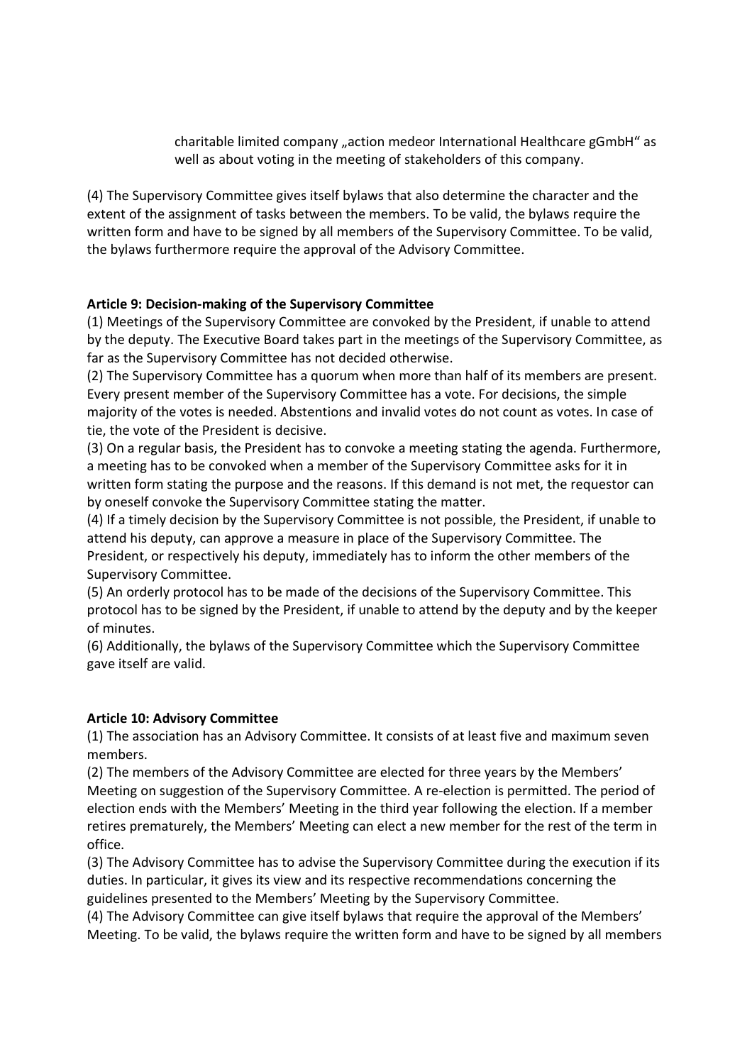charitable limited company „action medeor International Healthcare gGmbH" as well as about voting in the meeting of stakeholders of this company.

(4) The Supervisory Committee gives itself bylaws that also determine the character and the extent of the assignment of tasks between the members. To be valid, the bylaws require the written form and have to be signed by all members of the Supervisory Committee. To be valid, the bylaws furthermore require the approval of the Advisory Committee.

**Article 9: Decision-making of the Supervisory Committee**

(1) Meetings of the Supervisory Committee are convoked by the President, if unable to attend by the deputy. The Executive Board takes part in the meetings of the Supervisory Committee, as far as the Supervisory Committee has not decided otherwise.

(2) The Supervisory Committee has a quorum when more than half of its members are present. Every present member of the Supervisory Committee has a vote. For decisions, the simple majority of the votes is needed. Abstentions and invalid votes do not count as votes. In case of tie, the vote of the President is decisive.

(3) On a regular basis, the President has to convoke a meeting stating the agenda. Furthermore, a meeting has to be convoked when a member of the Supervisory Committee asks for it in written form stating the purpose and the reasons. If this demand is not met, the requestor can by oneself convoke the Supervisory Committee stating the matter.

(4) If a timely decision by the Supervisory Committee is not possible, the President, if unable to attend his deputy, can approve a measure in place of the Supervisory Committee. The President, or respectively his deputy, immediately has to inform the other members of the Supervisory Committee.

(5) An orderly protocol has to be made of the decisions of the Supervisory Committee. This protocol has to be signed by the President, if unable to attend by the deputy and by the keeper of minutes.

(6) Additionally, the bylaws of the Supervisory Committee which the Supervisory Committee gave itself are valid.

**Article 10: Advisory Committee**

(1) The association has an Advisory Committee. It consists of at least five and maximum seven members.

(2) The members of the Advisory Committee are elected for three years by the Members' Meeting on suggestion of the Supervisory Committee. A re-election is permitted. The period of election ends with the Members' Meeting in the third year following the election. If a member retires prematurely, the Members' Meeting can elect a new member for the rest of the term in office.

(3) The Advisory Committee has to advise the Supervisory Committee during the execution if its duties. In particular, it gives its view and its respective recommendations concerning the guidelines presented to the Members' Meeting by the Supervisory Committee.

(4) The Advisory Committee can give itself bylaws that require the approval of the Members' Meeting. To be valid, the bylaws require the written form and have to be signed by all members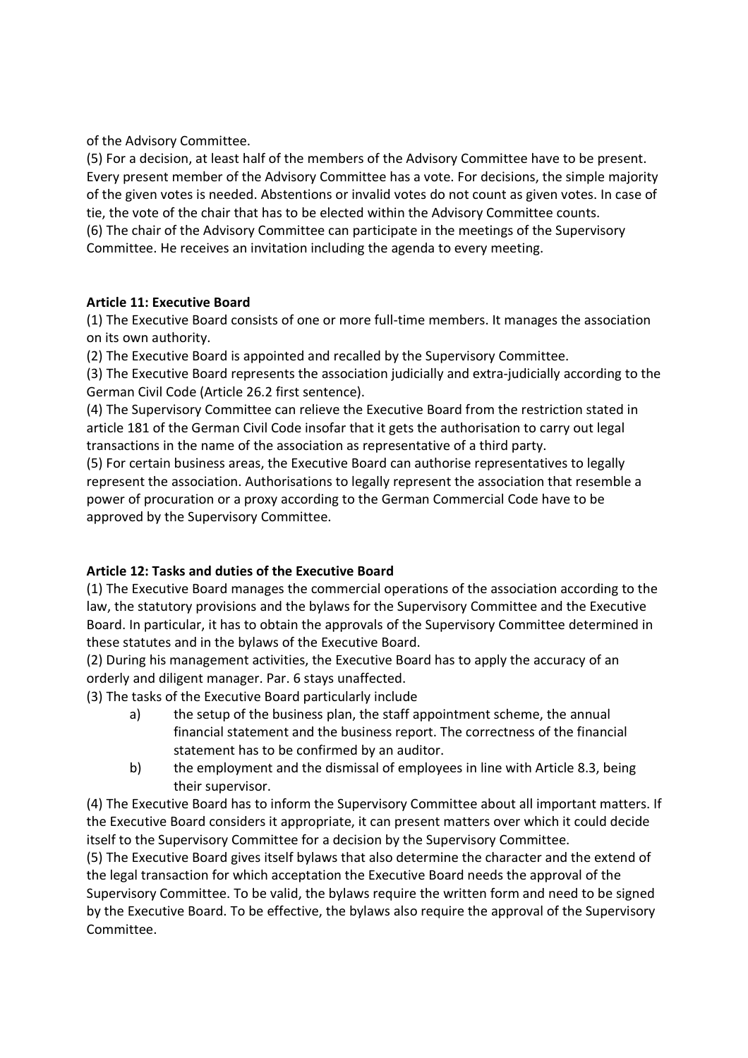of the Advisory Committee.

(5) For a decision, at least half of the members of the Advisory Committee have to be present. Every present member of the Advisory Committee has a vote. For decisions, the simple majority of the given votes is needed. Abstentions or invalid votes do not count as given votes. In case of tie, the vote of the chair that has to be elected within the Advisory Committee counts.

(6) The chair of the Advisory Committee can participate in the meetings of the Supervisory Committee. He receives an invitation including the agenda to every meeting.

**Article 11: Executive Board**

(1) The Executive Board consists of one or more full-time members. It manages the association on its own authority.

(2) The Executive Board is appointed and recalled by the Supervisory Committee.

(3) The Executive Board represents the association judicially and extra-judicially according to the German Civil Code (Article 26.2 first sentence).

(4) The Supervisory Committee can relieve the Executive Board from the restriction stated in article 181 of the German Civil Code insofar that it gets the authorisation to carry out legal transactions in the name of the association as representative of a third party.

(5) For certain business areas, the Executive Board can authorise representatives to legally represent the association. Authorisations to legally represent the association that resemble a power of procuration or a proxy according to the German Commercial Code have to be approved by the Supervisory Committee.

**Article 12: Tasks and duties of the Executive Board**

(1) The Executive Board manages the commercial operations of the association according to the law, the statutory provisions and the bylaws for the Supervisory Committee and the Executive Board. In particular, it has to obtain the approvals of the Supervisory Committee determined in these statutes and in the bylaws of the Executive Board.

(2) During his management activities, the Executive Board has to apply the accuracy of an orderly and diligent manager. Par. 6 stays unaffected.

(3) The tasks of the Executive Board particularly include

a) the setup of the business plan, the staff appointment scheme, the annual financial statement and the business report. The correctness of the financial statement has to be confirmed by an auditor.

b) the employment and the dismissal of employees in line with Article 8.3, being their supervisor.

(4) The Executive Board has to inform the Supervisory Committee about all important matters. If the Executive Board considers it appropriate, it can present matters over which it could decide itself to the Supervisory Committee for a decision by the Supervisory Committee.

(5) The Executive Board gives itself bylaws that also determine the character and the extend of the legal transaction for which acceptation the Executive Board needs the approval of the Supervisory Committee. To be valid, the bylaws require the written form and need to be signed by the Executive Board. To be effective, the bylaws also require the approval of the Supervisory Committee.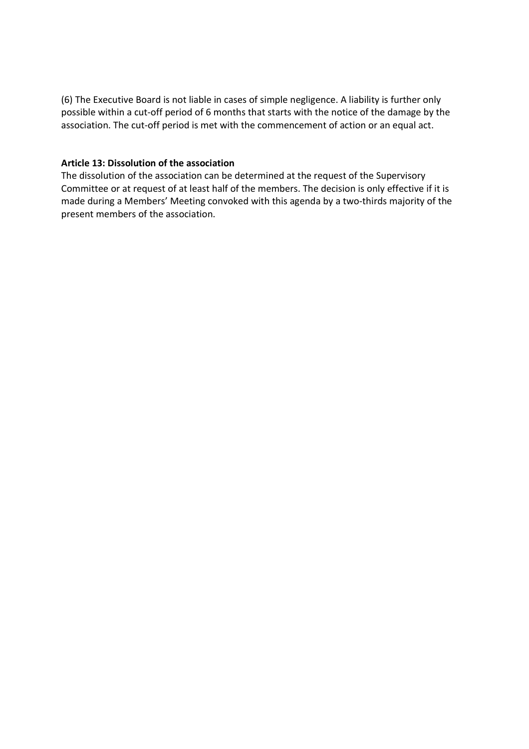(6) The Executive Board is not liable in cases of simple negligence. A liability is further only possible within a cut-off period of 6 months that starts with the notice of the damage by the association. The cut-off period is met with the commencement of action or an equal act.

**Article 13: Dissolution of the association**

The dissolution of the association can be determined at the request of the Supervisory Committee or at request of at least half of the members. The decision is only effective if it is made during a Members' Meeting convoked with this agenda by a two-thirds majority of the present members of the association.